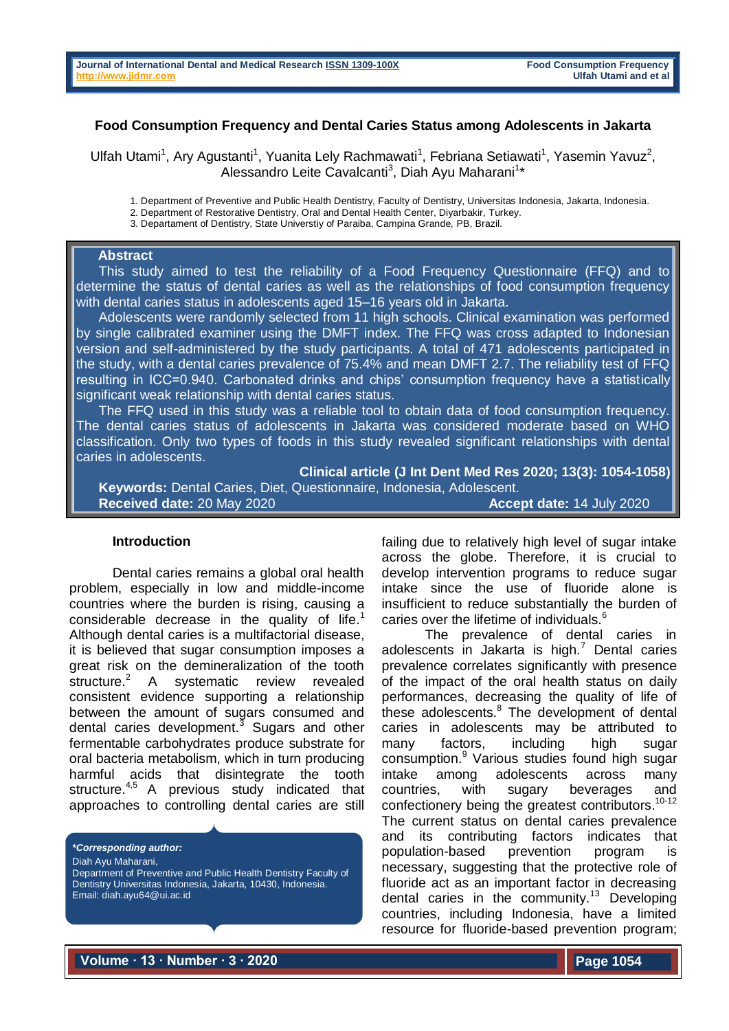# Food Consumption Frequency and Dental Caries Status among Adolescents in Jakarta

Ulfah Utami[1], Ary Agustanti[1], Yuanita Lely Rachmawati[1], Febriana Setiawati[1], Yasemin Yavuz[2], Alessandro Leite Cavalcanti[3], Diah Ayu Maharani[1]*

1. Department of Preventive and Public Health Dentistry, Faculty of Dentistry, Universitas Indonesia, Jakarta, Indonesia.
2. Department of Restorative Dentistry, Oral and Dental Health Center, Diyarbakir, Turkey.
3. Departament of Dentistry, State Universtiy of Paraiba, Campina Grande, PB, Brazil.

## Abstract

This study aimed to test the reliability of a Food Frequency Questionnaire (FFQ) and to determine the status of dental caries as well as the relationships of food consumption frequency with dental caries status in adolescents aged 15–16 years old in Jakarta.

Adolescents were randomly selected from 11 high schools. Clinical examination was performed by single calibrated examiner using the DMFT index. The FFQ was cross adapted to Indonesian version and self-administered by the study participants. A total of 471 adolescents participated in the study, with a dental caries prevalence of 75.4% and mean DMFT 2.7. The reliability test of FFQ resulting in ICC=0.940. Carbonated drinks and chips' consumption frequency have a statistically significant weak relationship with dental caries status.

The FFQ used in this study was a reliable tool to obtain data of food consumption frequency. The dental caries status of adolescents in Jakarta was considered moderate based on WHO classification. Only two types of foods in this study revealed significant relationships with dental caries in adolescents.

**Clinical article (J Int Dent Med Res 2020; 13(3): 1054-1058)**

**Keywords:** Dental Caries, Diet, Questionnaire, Indonesia, Adolescent.

**Received date:** 20 May 2020 **Accept date:** 14 July 2020

## Introduction

Dental caries remains a global oral health problem, especially in low and middle-income countries where the burden is rising, causing a considerable decrease in the quality of life.[1] Although dental caries is a multifactorial disease, it is believed that sugar consumption imposes a great risk on the demineralization of the tooth structure.[2] A systematic review revealed consistent evidence supporting a relationship between the amount of sugars consumed and dental caries development.[3] Sugars and other fermentable carbohydrates produce substrate for oral bacteria metabolism, which in turn producing harmful acids that disintegrate the tooth structure.[4,5] A previous study indicated that approaches to controlling dental caries are still failing due to relatively high level of sugar intake across the globe. Therefore, it is crucial to develop intervention programs to reduce sugar intake since the use of fluoride alone is insufficient to reduce substantially the burden of caries over the lifetime of individuals.[6]

The prevalence of dental caries in adolescents in Jakarta is high.[7] Dental caries prevalence correlates significantly with presence of the impact of the oral health status on daily performances, decreasing the quality of life of these adolescents.[8] The development of dental caries in adolescents may be attributed to many factors, including high sugar consumption.[9] Various studies found high sugar intake among adolescents across many countries, with sugary beverages and confectionery being the greatest contributors.[10-12] The current status on dental caries prevalence and its contributing factors indicates that population-based prevention program is necessary, suggesting that the protective role of fluoride act as an important factor in decreasing dental caries in the community.[13] Developing countries, including Indonesia, have a limited resource for fluoride-based prevention program;

***Corresponding author:***
Diah Ayu Maharani,
Department of Preventive and Public Health Dentistry Faculty of Dentistry Universitas Indonesia, Jakarta, 10430, Indonesia.
Email: diah.ayu64@ui.ac.id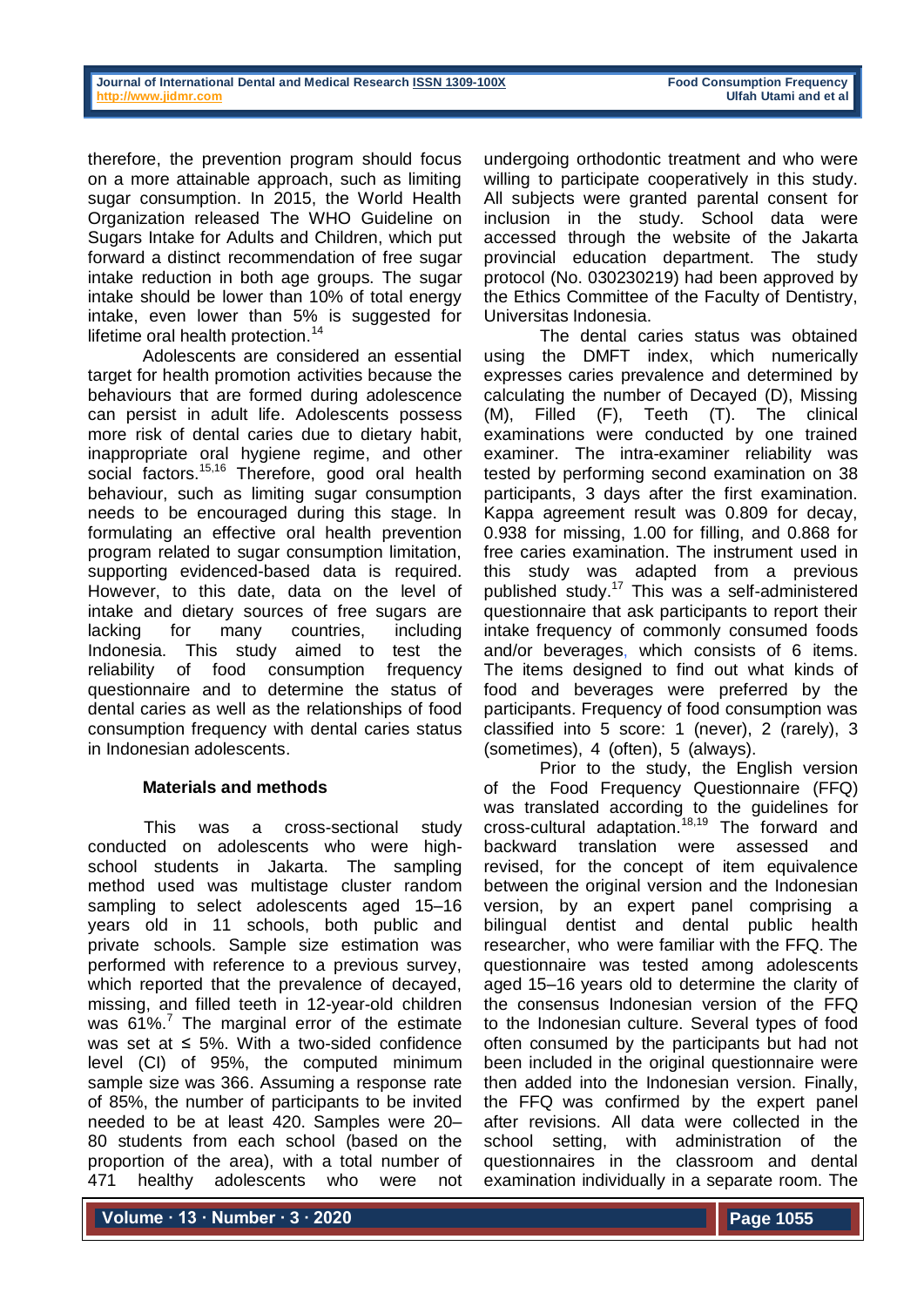therefore, the prevention program should focus on a more attainable approach, such as limiting sugar consumption. In 2015, the World Health Organization released The WHO Guideline on Sugars Intake for Adults and Children, which put forward a distinct recommendation of free sugar intake reduction in both age groups. The sugar intake should be lower than 10% of total energy intake, even lower than 5% is suggested for lifetime oral health protection.[14]

Adolescents are considered an essential target for health promotion activities because the behaviours that are formed during adolescence can persist in adult life. Adolescents possess more risk of dental caries due to dietary habit, inappropriate oral hygiene regime, and other social factors.[15,16] Therefore, good oral health behaviour, such as limiting sugar consumption needs to be encouraged during this stage. In formulating an effective oral health prevention program related to sugar consumption limitation, supporting evidenced-based data is required. However, to this date, data on the level of intake and dietary sources of free sugars are lacking for many countries, including Indonesia. This study aimed to test the reliability of food consumption frequency questionnaire and to determine the status of dental caries as well as the relationships of food consumption frequency with dental caries status in Indonesian adolescents.

## Materials and methods

This was a cross-sectional study conducted on adolescents who were high-school students in Jakarta. The sampling method used was multistage cluster random sampling to select adolescents aged 15–16 years old in 11 schools, both public and private schools. Sample size estimation was performed with reference to a previous survey, which reported that the prevalence of decayed, missing, and filled teeth in 12-year-old children was 61%.[7] The marginal error of the estimate was set at ≤ 5%. With a two-sided confidence level (CI) of 95%, the computed minimum sample size was 366. Assuming a response rate of 85%, the number of participants to be invited needed to be at least 420. Samples were 20–80 students from each school (based on the proportion of the area), with a total number of 471 healthy adolescents who were not undergoing orthodontic treatment and who were willing to participate cooperatively in this study. All subjects were granted parental consent for inclusion in the study. School data were accessed through the website of the Jakarta provincial education department. The study protocol (No. 030230219) had been approved by the Ethics Committee of the Faculty of Dentistry, Universitas Indonesia.

The dental caries status was obtained using the DMFT index, which numerically expresses caries prevalence and determined by calculating the number of Decayed (D), Missing (M), Filled (F), Teeth (T). The clinical examinations were conducted by one trained examiner. The intra-examiner reliability was tested by performing second examination on 38 participants, 3 days after the first examination. Kappa agreement result was 0.809 for decay, 0.938 for missing, 1.00 for filling, and 0.868 for free caries examination. The instrument used in this study was adapted from a previous published study.[17] This was a self-administered questionnaire that ask participants to report their intake frequency of commonly consumed foods and/or beverages, which consists of 6 items. The items designed to find out what kinds of food and beverages were preferred by the participants. Frequency of food consumption was classified into 5 score: 1 (never), 2 (rarely), 3 (sometimes), 4 (often), 5 (always).

Prior to the study, the English version of the Food Frequency Questionnaire (FFQ) was translated according to the guidelines for cross-cultural adaptation.[18,19] The forward and backward translation were assessed and revised, for the concept of item equivalence between the original version and the Indonesian version, by an expert panel comprising a bilingual dentist and dental public health researcher, who were familiar with the FFQ. The questionnaire was tested among adolescents aged 15–16 years old to determine the clarity of the consensus Indonesian version of the FFQ to the Indonesian culture. Several types of food often consumed by the participants but had not been included in the original questionnaire were then added into the Indonesian version. Finally, the FFQ was confirmed by the expert panel after revisions. All data were collected in the school setting, with administration of the questionnaires in the classroom and dental examination individually in a separate room. The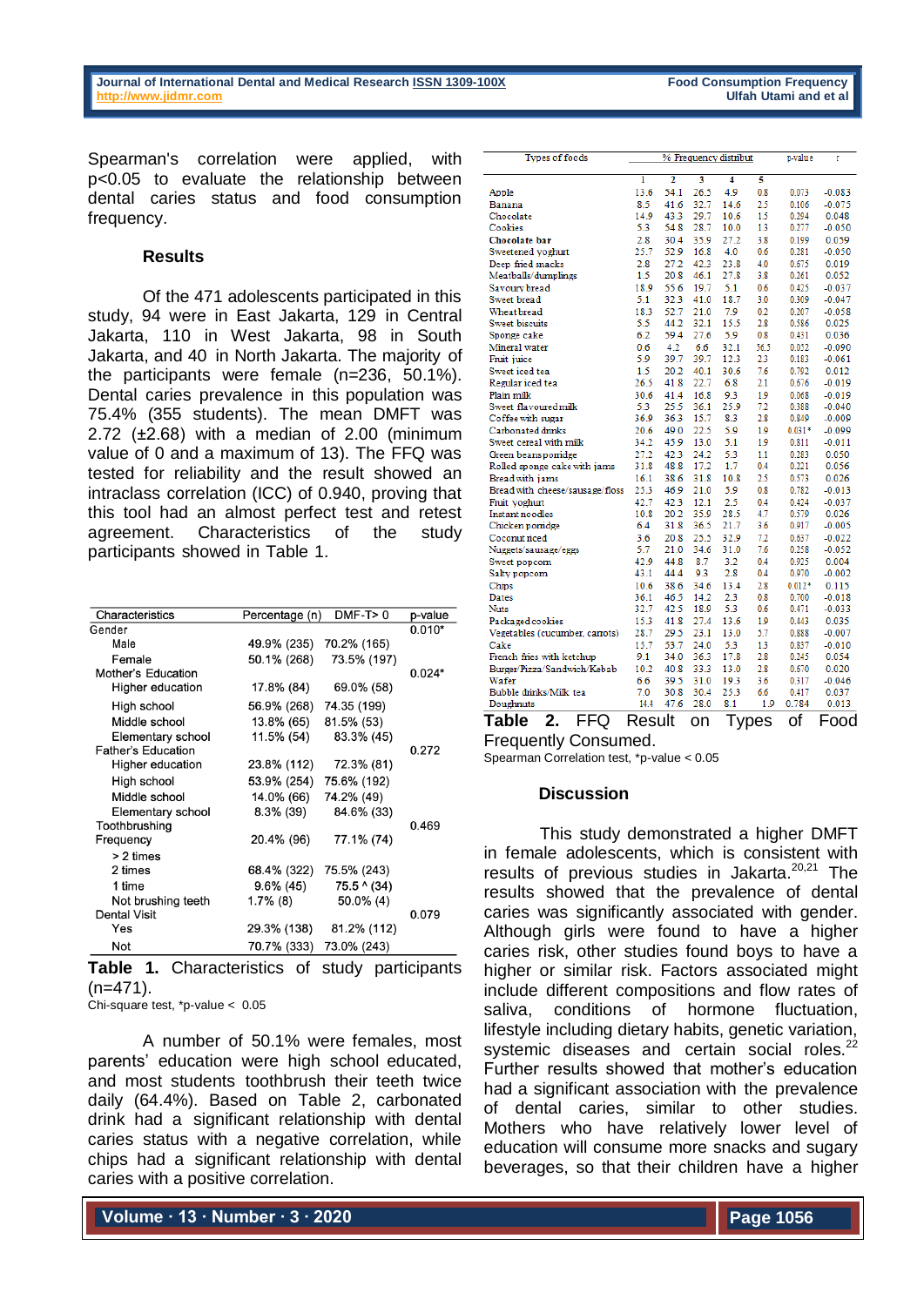Spearman's correlation were applied, with p<0.05 to evaluate the relationship between dental caries status and food consumption frequency.

## Results

Of the 471 adolescents participated in this study, 94 were in East Jakarta, 129 in Central Jakarta, 110 in West Jakarta, 98 in South Jakarta, and 40 in North Jakarta. The majority of the participants were female (n=236, 50.1%). Dental caries prevalence in this population was 75.4% (355 students). The mean DMFT was 2.72 (±2.68) with a median of 2.00 (minimum value of 0 and a maximum of 13). The FFQ was tested for reliability and the result showed an intraclass correlation (ICC) of 0.940, proving that this tool had an almost perfect test and retest agreement. Characteristics of the study participants showed in Table 1.

| Characteristics | Percentage (n) | DMF-T> 0 | p-value |
|---|---|---|---|
| Gender | | | 0.010* |
| Male | 49.9% (235) | 70.2% (165) | |
| Female | 50.1% (268) | 73.5% (197) | |
| Mother's Education | | | 0.024* |
| Higher education | 17.8% (84) | 69.0% (58) | |
| High school | 56.9% (268) | 74.35 (199) | |
| Middle school | 13.8% (65) | 81.5% (53) | |
| Elementary school | 11.5% (54) | 83.3% (45) | |
| Father's Education | | | 0.272 |
| Higher education | 23.8% (112) | 72.3% (81) | |
| High school | 53.9% (254) | 75.6% (192) | |
| Middle school | 14.0% (66) | 74.2% (49) | |
| Elementary school | 8.3% (39) | 84.6% (33) | |
| Toothbrushing Frequency | 20.4% (96) | 77.1% (74) | 0.469 |
| > 2 times | | | |
| 2 times | 68.4% (322) | 75.5% (243) | |
| 1 time | 9.6% (45) | 75.5 ^ (34) | |
| Not brushing teeth | 1.7% (8) | 50.0% (4) | |
| Dental Visit | | | 0.079 |
| Yes | 29.3% (138) | 81.2% (112) | |
| Not | 70.7% (333) | 73.0% (243) | |

**Table 1.** Characteristics of study participants (n=471).
Chi-square test, *p-value < 0.05

A number of 50.1% were females, most parents' education were high school educated, and most students toothbrush their teeth twice daily (64.4%). Based on Table 2, carbonated drink had a significant relationship with dental caries status with a negative correlation, while chips had a significant relationship with dental caries with a positive correlation.

| Types of foods | % Frequency distribut | | | | | p-value | r |
|---|---|---|---|---|---|---|---|
| | 1 | 2 | 3 | 4 | 5 | | |
| Apple | 13.6 | 54.1 | 26.5 | 4.9 | 0.8 | 0.073 | -0.083 |
| Banana | 8.5 | 41.6 | 32.7 | 14.6 | 2.5 | 0.106 | -0.075 |
| Chocolate | 14.9 | 43.3 | 29.7 | 10.6 | 1.5 | 0.294 | 0.048 |
| Cookies | 5.3 | 54.8 | 28.7 | 10.0 | 1.3 | 0.277 | -0.050 |
| Chocolate bar | 2.8 | 30.4 | 35.9 | 27.2 | 3.8 | 0.199 | 0.059 |
| Sweetened yoghurt | 25.7 | 52.9 | 16.8 | 4.0 | 0.6 | 0.281 | -0.050 |
| Deep fried snacks | 2.8 | 27.2 | 42.3 | 23.8 | 4.0 | 0.675 | 0.019 |
| Meatballs/dumplings | 1.5 | 20.8 | 46.1 | 27.8 | 3.8 | 0.261 | 0.052 |
| Savoury bread | 18.9 | 55.6 | 19.7 | 5.1 | 0.6 | 0.425 | -0.037 |
| Sweet bread | 5.1 | 32.3 | 41.0 | 18.7 | 3.0 | 0.309 | -0.047 |
| Wheat bread | 18.3 | 52.7 | 21.0 | 7.9 | 0.2 | 0.207 | -0.058 |
| Sweet biscuits | 5.5 | 44.2 | 32.1 | 15.5 | 2.8 | 0.586 | 0.025 |
| Sponge cake | 6.2 | 59.4 | 27.6 | 5.9 | 0.8 | 0.431 | 0.036 |
| Mineral water | 0.6 | 4.2 | 6.6 | 32.1 | 56.5 | 0.052 | -0.090 |
| Fruit juice | 5.9 | 39.7 | 39.7 | 12.3 | 2.3 | 0.183 | -0.061 |
| Sweet iced tea | 1.5 | 20.2 | 40.1 | 30.6 | 7.6 | 0.792 | 0.012 |
| Regular iced tea | 26.5 | 41.8 | 22.7 | 6.8 | 2.1 | 0.676 | -0.019 |
| Plain milk | 30.6 | 41.4 | 16.8 | 9.3 | 1.9 | 0.068 | -0.019 |
| Sweet flavoured milk | 5.3 | 25.5 | 36.1 | 25.9 | 7.2 | 0.388 | -0.040 |
| Coffee with sugar | 36.9 | 36.3 | 15.7 | 8.3 | 2.8 | 0.849 | -0.009 |
| Carbonated drinks | 20.6 | 49.0 | 22.5 | 5.9 | 1.9 | 0.031* | -0.099 |
| Sweet cereal with milk | 34.2 | 45.9 | 13.0 | 5.1 | 1.9 | 0.811 | -0.011 |
| Green beans porridge | 27.2 | 42.3 | 24.2 | 5.3 | 1.1 | 0.283 | 0.050 |
| Rolled sponge cake with jams | 31.8 | 48.8 | 17.2 | 1.7 | 0.4 | 0.221 | 0.056 |
| Bread with jams | 16.1 | 38.6 | 31.8 | 10.8 | 2.5 | 0.573 | 0.026 |
| Bread with cheese/sausage/floss | 25.3 | 46.9 | 21.0 | 5.9 | 0.8 | 0.782 | -0.013 |
| Fruit yoghurt | 42.7 | 42.3 | 12.1 | 2.5 | 0.4 | 0.424 | -0.037 |
| Instant noodles | 10.8 | 20.2 | 35.9 | 28.5 | 4.7 | 0.579 | 0.026 |
| Chicken porridge | 6.4 | 31.8 | 36.5 | 21.7 | 3.6 | 0.917 | -0.005 |
| Coconut riced | 3.6 | 20.8 | 25.5 | 32.9 | 7.2 | 0.637 | -0.022 |
| Nuggets/sausage/eggs | 5.7 | 21.0 | 34.6 | 31.0 | 7.6 | 0.258 | -0.052 |
| Sweet popcorn | 42.9 | 44.8 | 8.7 | 3.2 | 0.4 | 0.925 | 0.004 |
| Salty popcorn | 43.1 | 44.4 | 9.3 | 2.8 | 0.4 | 0.970 | -0.002 |
| Chips | 10.6 | 38.6 | 34.6 | 13.4 | 2.8 | 0.012* | 0.115 |
| Dates | 36.1 | 46.5 | 14.2 | 2.3 | 0.8 | 0.700 | -0.018 |
| Nuts | 32.7 | 42.5 | 18.9 | 5.3 | 0.6 | 0.471 | -0.033 |
| Packaged cookies | 15.3 | 41.8 | 27.4 | 13.6 | 1.9 | 0.443 | 0.035 |
| Vegetables (cucumber, carrots) | 28.7 | 29.5 | 23.1 | 13.0 | 5.7 | 0.888 | -0.007 |
| Cake | 15.7 | 53.7 | 24.0 | 5.3 | 1.3 | 0.837 | -0.010 |
| French fries with ketchup | 9.1 | 34.0 | 36.3 | 17.8 | 2.8 | 0.245 | 0.054 |
| Burger/Pizza/Sandwich/Kabab | 10.2 | 40.8 | 33.3 | 13.0 | 2.8 | 0.670 | 0.020 |
| Wafer | 6.6 | 39.5 | 31.0 | 19.3 | 3.6 | 0.317 | -0.046 |
| Bubble drinks/Milk tea | 7.0 | 30.8 | 30.4 | 25.3 | 6.6 | 0.417 | 0.037 |
| Doughnuts | 14.4 | 47.6 | 28.0 | 8.1 | 1.9 | 0.784 | 0.013 |

**Table 2.** FFQ Result on Types of Food Frequently Consumed.
Spearman Correlation test, *p-value < 0.05

## Discussion

This study demonstrated a higher DMFT in female adolescents, which is consistent with results of previous studies in Jakarta.[20,21] The results showed that the prevalence of dental caries was significantly associated with gender. Although girls were found to have a higher caries risk, other studies found boys to have a higher or similar risk. Factors associated might include different compositions and flow rates of saliva, conditions of hormone fluctuation, lifestyle including dietary habits, genetic variation, systemic diseases and certain social roles.[22] Further results showed that mother's education had a significant association with the prevalence of dental caries, similar to other studies. Mothers who have relatively lower level of education will consume more snacks and sugary beverages, so that their children have a higher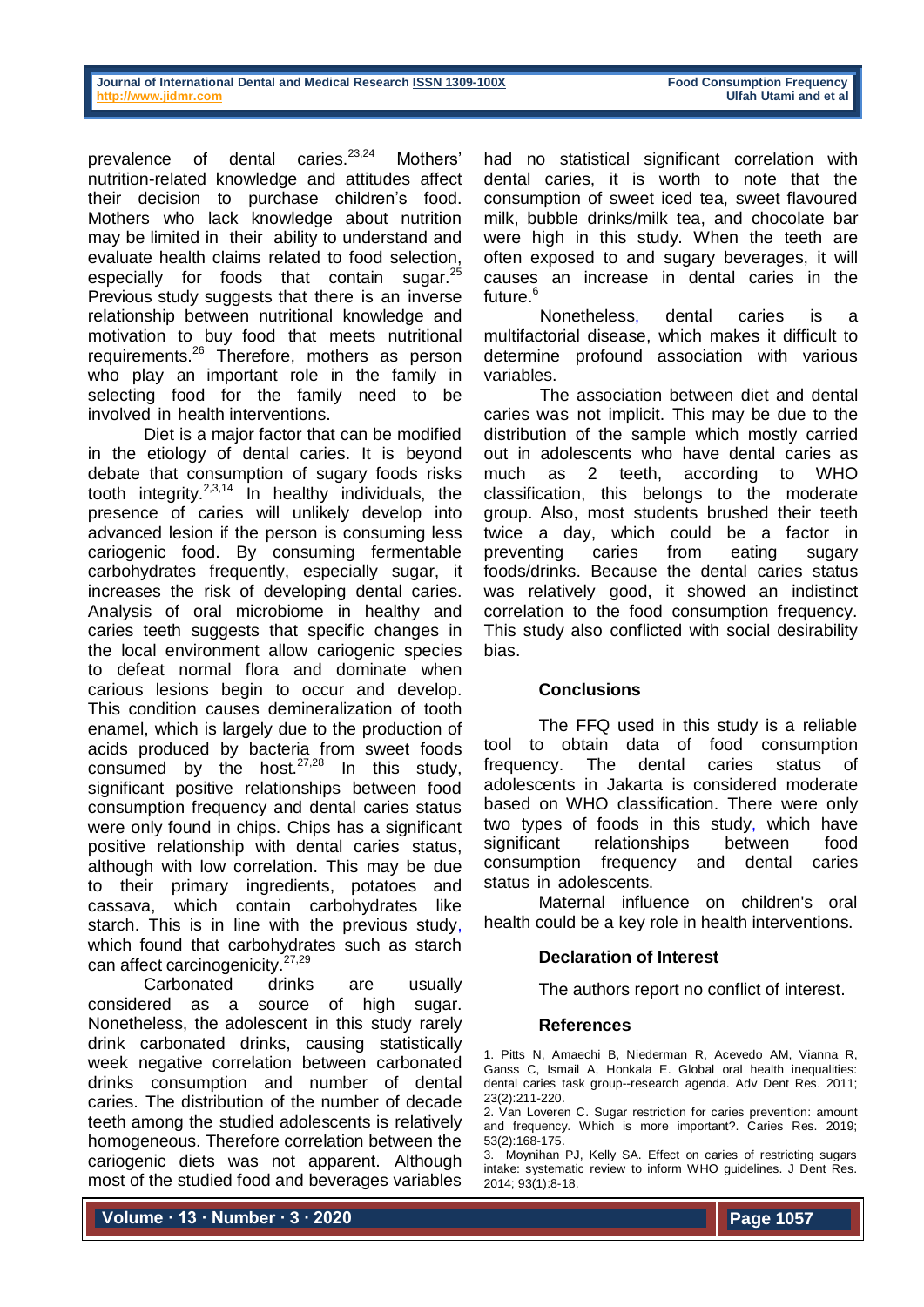prevalence of dental caries.[23,24] Mothers' nutrition-related knowledge and attitudes affect their decision to purchase children's food. Mothers who lack knowledge about nutrition may be limited in their ability to understand and evaluate health claims related to food selection, especially for foods that contain sugar.[25] Previous study suggests that there is an inverse relationship between nutritional knowledge and motivation to buy food that meets nutritional requirements.[26] Therefore, mothers as person who play an important role in the family in selecting food for the family need to be involved in health interventions.

Diet is a major factor that can be modified in the etiology of dental caries. It is beyond debate that consumption of sugary foods risks tooth integrity.[2,3,14] In healthy individuals, the presence of caries will unlikely develop into advanced lesion if the person is consuming less cariogenic food. By consuming fermentable carbohydrates frequently, especially sugar, it increases the risk of developing dental caries. Analysis of oral microbiome in healthy and caries teeth suggests that specific changes in the local environment allow cariogenic species to defeat normal flora and dominate when carious lesions begin to occur and develop. This condition causes demineralization of tooth enamel, which is largely due to the production of acids produced by bacteria from sweet foods consumed by the host.[27,28] In this study, significant positive relationships between food consumption frequency and dental caries status were only found in chips. Chips has a significant positive relationship with dental caries status, although with low correlation. This may be due to their primary ingredients, potatoes and cassava, which contain carbohydrates like starch. This is in line with the previous study, which found that carbohydrates such as starch can affect carcinogenicity.[27,29]

Carbonated drinks are usually considered as a source of high sugar. Nonetheless, the adolescent in this study rarely drink carbonated drinks, causing statistically week negative correlation between carbonated drinks consumption and number of dental caries. The distribution of the number of decade teeth among the studied adolescents is relatively homogeneous. Therefore correlation between the cariogenic diets was not apparent. Although most of the studied food and beverages variables had no statistical significant correlation with dental caries, it is worth to note that the consumption of sweet iced tea, sweet flavoured milk, bubble drinks/milk tea, and chocolate bar were high in this study. When the teeth are often exposed to and sugary beverages, it will causes an increase in dental caries in the future.[6]

Nonetheless, dental caries is a multifactorial disease, which makes it difficult to determine profound association with various variables.

The association between diet and dental caries was not implicit. This may be due to the distribution of the sample which mostly carried out in adolescents who have dental caries as much as 2 teeth, according to WHO classification, this belongs to the moderate group. Also, most students brushed their teeth twice a day, which could be a factor in preventing caries from eating sugary foods/drinks. Because the dental caries status was relatively good, it showed an indistinct correlation to the food consumption frequency. This study also conflicted with social desirability bias.

## Conclusions

The FFQ used in this study is a reliable tool to obtain data of food consumption frequency. The dental caries status of adolescents in Jakarta is considered moderate based on WHO classification. There were only two types of foods in this study, which have significant relationships between food consumption frequency and dental caries status in adolescents.

Maternal influence on children's oral health could be a key role in health interventions.

## Declaration of Interest

The authors report no conflict of interest.

## References

1. Pitts N, Amaechi B, Niederman R, Acevedo AM, Vianna R, Ganss C, Ismail A, Honkala E. Global oral health inequalities: dental caries task group--research agenda. Adv Dent Res. 2011; 23(2):211-220.
2. Van Loveren C. Sugar restriction for caries prevention: amount and frequency. Which is more important?. Caries Res. 2019; 53(2):168-175.
3. Moynihan PJ, Kelly SA. Effect on caries of restricting sugars intake: systematic review to inform WHO guidelines. J Dent Res. 2014; 93(1):8-18.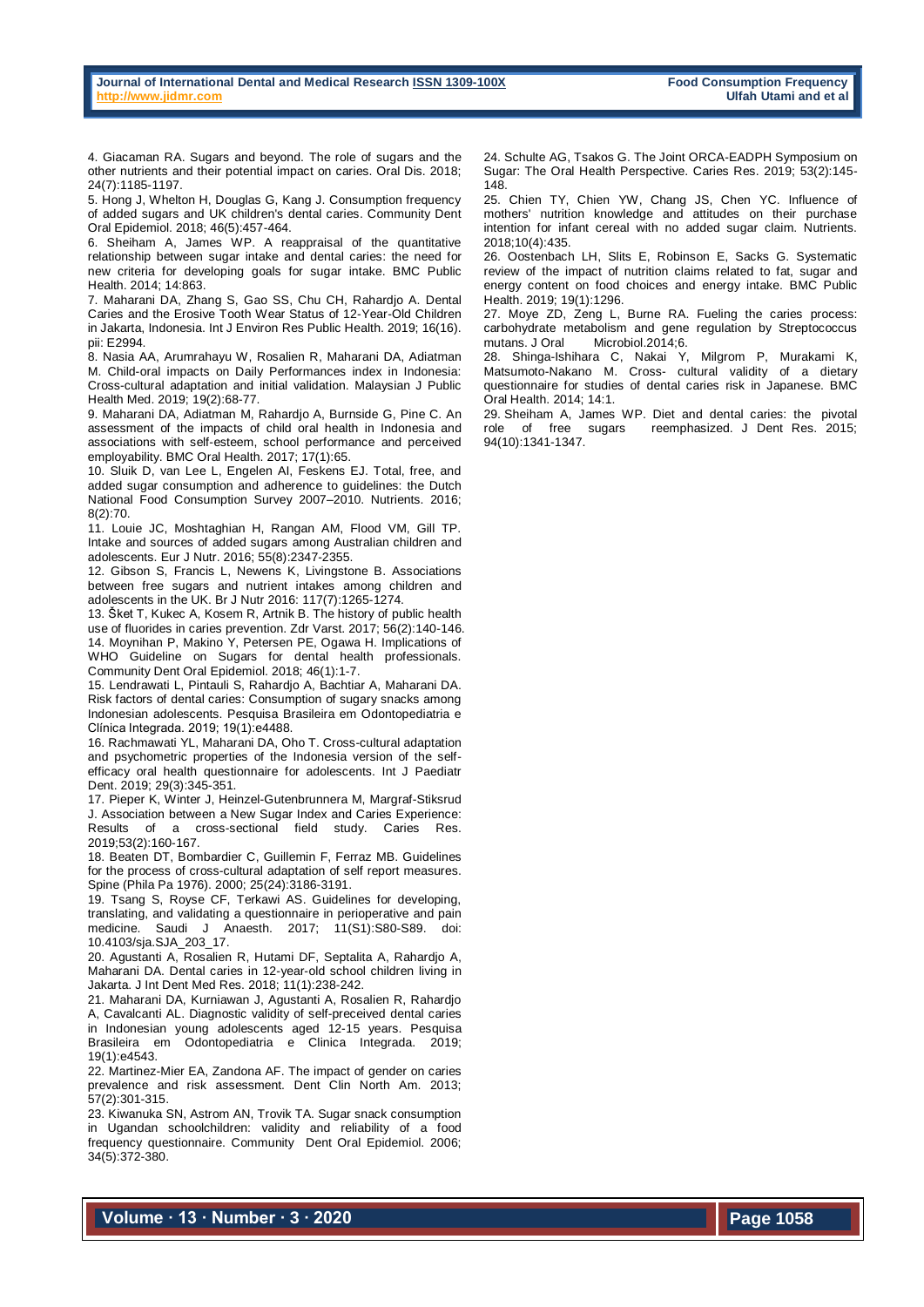4. Giacaman RA. Sugars and beyond. The role of sugars and the other nutrients and their potential impact on caries. Oral Dis. 2018; 24(7):1185-1197.

5. Hong J, Whelton H, Douglas G, Kang J. Consumption frequency of added sugars and UK children's dental caries. Community Dent Oral Epidemiol. 2018; 46(5):457-464.

6. Sheiham A, James WP. A reappraisal of the quantitative relationship between sugar intake and dental caries: the need for new criteria for developing goals for sugar intake. BMC Public Health. 2014; 14:863.

7. Maharani DA, Zhang S, Gao SS, Chu CH, Rahardjo A. Dental Caries and the Erosive Tooth Wear Status of 12-Year-Old Children in Jakarta, Indonesia. Int J Environ Res Public Health. 2019; 16(16). pii: E2994.

8. Nasia AA, Arumrahayu W, Rosalien R, Maharani DA, Adiatman M. Child-oral impacts on Daily Performances index in Indonesia: Cross-cultural adaptation and initial validation. Malaysian J Public Health Med. 2019; 19(2):68-77.

9. Maharani DA, Adiatman M, Rahardjo A, Burnside G, Pine C. An assessment of the impacts of child oral health in Indonesia and associations with self-esteem, school performance and perceived employability. BMC Oral Health. 2017; 17(1):65.

10. Sluik D, van Lee L, Engelen AI, Feskens EJ. Total, free, and added sugar consumption and adherence to guidelines: the Dutch National Food Consumption Survey 2007–2010. Nutrients. 2016; 8(2):70.

11. Louie JC, Moshtaghian H, Rangan AM, Flood VM, Gill TP. Intake and sources of added sugars among Australian children and adolescents. Eur J Nutr. 2016; 55(8):2347-2355.

12. Gibson S, Francis L, Newens K, Livingstone B. Associations between free sugars and nutrient intakes among children and adolescents in the UK. Br J Nutr 2016: 117(7):1265-1274.

13. Šket T, Kukec A, Kosem R, Artnik B. The history of public health use of fluorides in caries prevention. Zdr Varst. 2017; 56(2):140-146.

14. Moynihan P, Makino Y, Petersen PE, Ogawa H. Implications of WHO Guideline on Sugars for dental health professionals. Community Dent Oral Epidemiol. 2018; 46(1):1-7.

15. Lendrawati L, Pintauli S, Rahardjo A, Bachtiar A, Maharani DA. Risk factors of dental caries: Consumption of sugary snacks among Indonesian adolescents. Pesquisa Brasileira em Odontopediatria e Clínica Integrada. 2019; 19(1):e4488.

16. Rachmawati YL, Maharani DA, Oho T. Cross-cultural adaptation and psychometric properties of the Indonesia version of the self-efficacy oral health questionnaire for adolescents. Int J Paediatr Dent. 2019; 29(3):345-351.

17. Pieper K, Winter J, Heinzel-Gutenbrunnera M, Margraf-Stiksrud J. Association between a New Sugar Index and Caries Experience: Results of a cross-sectional field study. Caries Res. 2019;53(2):160-167.

18. Beaten DT, Bombardier C, Guillemin F, Ferraz MB. Guidelines for the process of cross-cultural adaptation of self report measures. Spine (Phila Pa 1976). 2000; 25(24):3186-3191.

19. Tsang S, Royse CF, Terkawi AS. Guidelines for developing, translating, and validating a questionnaire in perioperative and pain medicine. Saudi J Anaesth. 2017; 11(S1):S80-S89. doi: 10.4103/sja.SJA_203_17.

20. Agustanti A, Rosalien R, Hutami DF, Septalita A, Rahardjo A, Maharani DA. Dental caries in 12-year-old school children living in Jakarta. J Int Dent Med Res. 2018; 11(1):238-242.

21. Maharani DA, Kurniawan J, Agustanti A, Rosalien R, Rahardjo A, Cavalcanti AL. Diagnostic validity of self-preceived dental caries in Indonesian young adolescents aged 12-15 years. Pesquisa Brasileira em Odontopediatria e Clinica Integrada. 2019; 19(1):e4543.

22. Martinez-Mier EA, Zandona AF. The impact of gender on caries prevalence and risk assessment. Dent Clin North Am. 2013; 57(2):301-315.

23. Kiwanuka SN, Astrom AN, Trovik TA. Sugar snack consumption in Ugandan schoolchildren: validity and reliability of a food frequency questionnaire. Community Dent Oral Epidemiol. 2006; 34(5):372-380.

24. Schulte AG, Tsakos G. The Joint ORCA-EADPH Symposium on Sugar: The Oral Health Perspective. Caries Res. 2019; 53(2):145-148.

25. Chien TY, Chien YW, Chang JS, Chen YC. Influence of mothers' nutrition knowledge and attitudes on their purchase intention for infant cereal with no added sugar claim. Nutrients. 2018;10(4):435.

26. Oostenbach LH, Slits E, Robinson E, Sacks G. Systematic review of the impact of nutrition claims related to fat, sugar and energy content on food choices and energy intake. BMC Public Health. 2019; 19(1):1296.

27. Moye ZD, Zeng L, Burne RA. Fueling the caries process: carbohydrate metabolism and gene regulation by Streptococcus mutans. J Oral Microbiol.2014;6.

28. Shinga-Ishihara C, Nakai Y, Milgrom P, Murakami K, Matsumoto-Nakano M. Cross- cultural validity of a dietary questionnaire for studies of dental caries risk in Japanese. BMC Oral Health. 2014; 14:1.

29. Sheiham A, James WP. Diet and dental caries: the pivotal role of free sugars reemphasized. J Dent Res. 2015; 94(10):1341-1347.